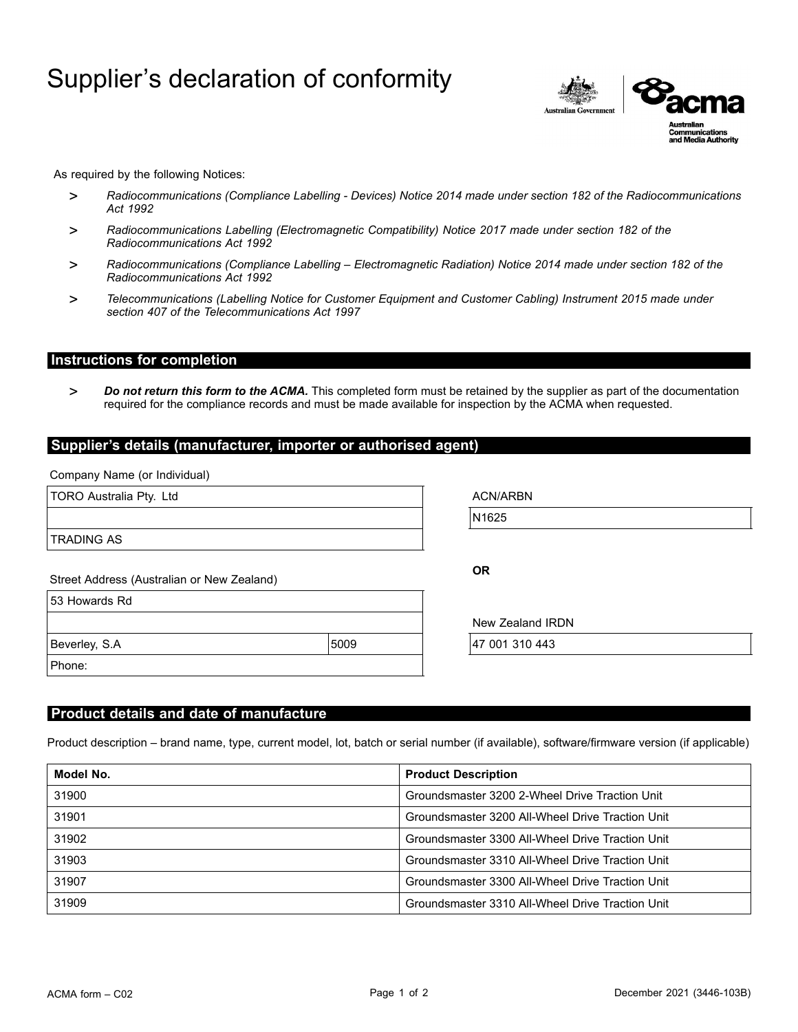# Supplier's declaration of conformity

Australian Government | acma Australian Communications and Media Authority

As required by the following Notices:

- *Radiocommunications (Compliance Labelling - Devices) Notice 2014 made under section 182 of the Radiocommunications Act 1992*
- *Radiocommunications Labelling (Electromagnetic Compatibility) Notice 2017 made under section 182 of the Radiocommunications Act 1992*
- *Radiocommunications (Compliance Labelling – Electromagnetic Radiation) Notice 2014 made under section 182 of the Radiocommunications Act 1992*
- *Telecommunications (Labelling Notice for Customer Equipment and Customer Cabling) Instrument 2015 made under section 407 of the Telecommunications Act 1997*

## Instructions for completion

- ***Do not return this form to the ACMA.*** This completed form must be retained by the supplier as part of the documentation required for the compliance records and must be made available for inspection by the ACMA when requested.

## Supplier's details (manufacturer, importer or authorised agent)

Company Name (or Individual)

TORO Australia Pty. Ltd

TRADING AS

ACN/ARBN

N1625

**OR**

New Zealand IRDN

47 001 310 443

Street Address (Australian or New Zealand)

53 Howards Rd

Beverley, S.A 5009

Phone:

## Product details and date of manufacture

Product description – brand name, type, current model, lot, batch or serial number (if available), software/firmware version (if applicable)

| Model No. | Product Description |
|---|---|
| 31900 | Groundsmaster 3200 2-Wheel Drive Traction Unit |
| 31901 | Groundsmaster 3200 All-Wheel Drive Traction Unit |
| 31902 | Groundsmaster 3300 All-Wheel Drive Traction Unit |
| 31903 | Groundsmaster 3310 All-Wheel Drive Traction Unit |
| 31907 | Groundsmaster 3300 All-Wheel Drive Traction Unit |
| 31909 | Groundsmaster 3310 All-Wheel Drive Traction Unit |

ACMA form – C02

December 2021 (3446-103B)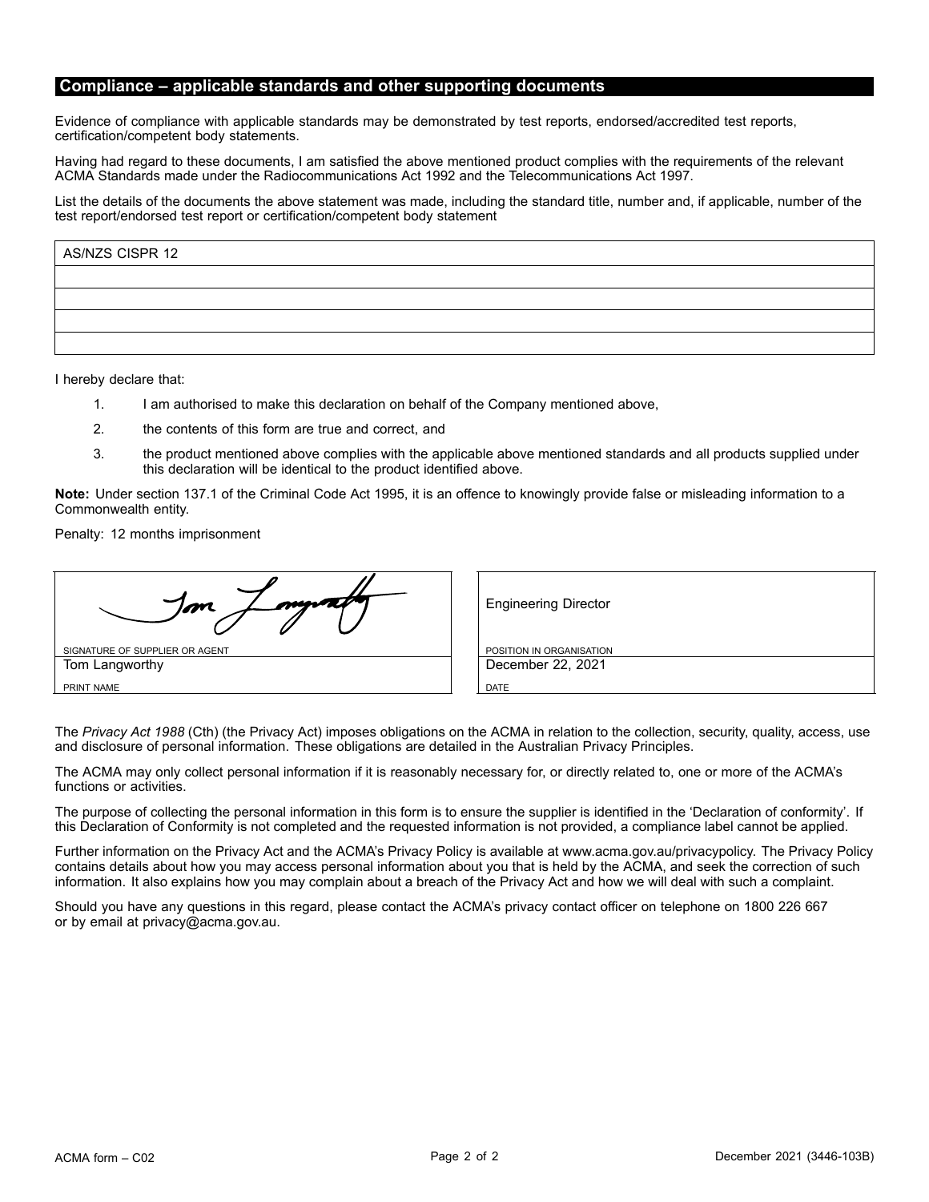## Compliance – applicable standards and other supporting documents

Evidence of compliance with applicable standards may be demonstrated by test reports, endorsed/accredited test reports, certification/competent body statements.

Having had regard to these documents, I am satisfied the above mentioned product complies with the requirements of the relevant ACMA Standards made under the Radiocommunications Act 1992 and the Telecommunications Act 1997.

List the details of the documents the above statement was made, including the standard title, number and, if applicable, number of the test report/endorsed test report or certification/competent body statement

| |
|---|
| AS/NZS CISPR 12 |
| |
| |
| |
| |

I hereby declare that:

1. I am authorised to make this declaration on behalf of the Company mentioned above,
2. the contents of this form are true and correct, and
3. the product mentioned above complies with the applicable above mentioned standards and all products supplied under this declaration will be identical to the product identified above.

**Note:** Under section 137.1 of the Criminal Code Act 1995, it is an offence to knowingly provide false or misleading information to a Commonwealth entity.

Penalty: 12 months imprisonment

| | |
|---|---|
| [Signature] SIGNATURE OF SUPPLIER OR AGENT | Engineering Director POSITION IN ORGANISATION |
| Tom Langworthy PRINT NAME | December 22, 2021 DATE |

The *Privacy Act 1988* (Cth) (the Privacy Act) imposes obligations on the ACMA in relation to the collection, security, quality, access, use and disclosure of personal information. These obligations are detailed in the Australian Privacy Principles.

The ACMA may only collect personal information if it is reasonably necessary for, or directly related to, one or more of the ACMA's functions or activities.

The purpose of collecting the personal information in this form is to ensure the supplier is identified in the 'Declaration of conformity'. If this Declaration of Conformity is not completed and the requested information is not provided, a compliance label cannot be applied.

Further information on the Privacy Act and the ACMA's Privacy Policy is available at www.acma.gov.au/privacypolicy. The Privacy Policy contains details about how you may access personal information about you that is held by the ACMA, and seek the correction of such information. It also explains how you may complain about a breach of the Privacy Act and how we will deal with such a complaint.

Should you have any questions in this regard, please contact the ACMA's privacy contact officer on telephone on 1800 226 667 or by email at privacy@acma.gov.au.

ACMA form – C02 December 2021 (3446-103B)